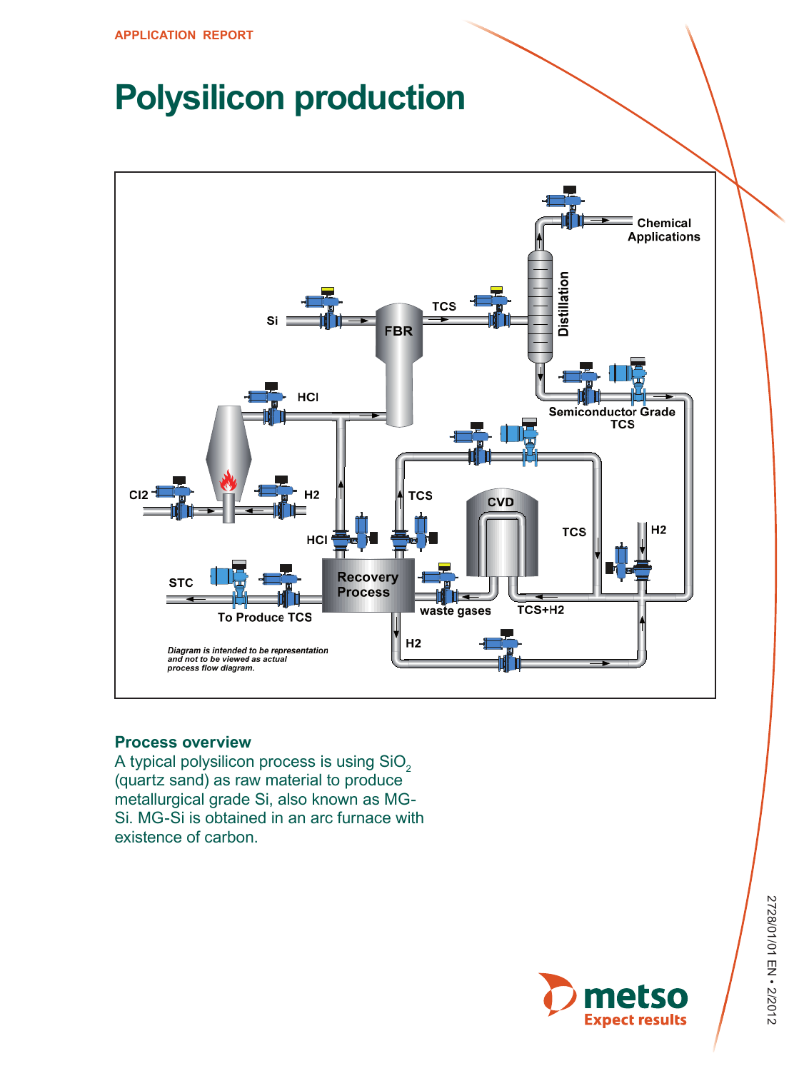APPLICATION REPORT

# Polysilicon production

*Diagram is intended to be representation and not to be viewed as actual process flow diagram.*

## Process overview

A typical polysilicon process is using $SiO_2$ (quartz sand) as raw material to produce metallurgical grade Si, also known as MG-Si. MG-Si is obtained in an arc furnace with existence of carbon.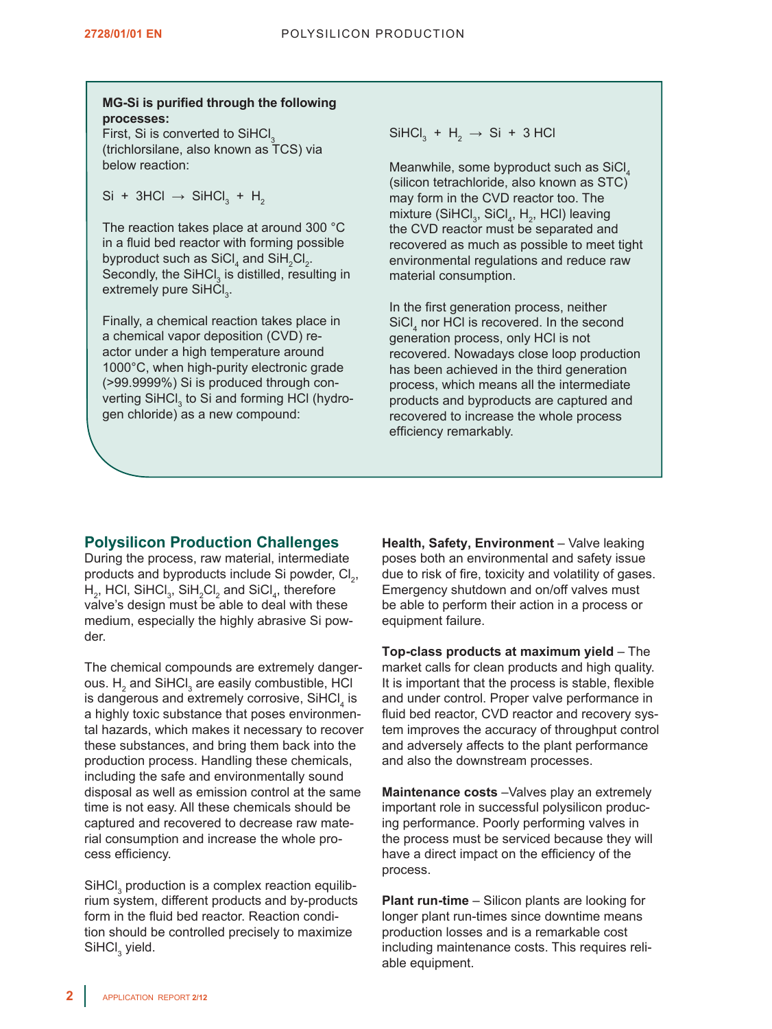**MG-Si is purified through the following processes:**

First, Si is converted to $SiHCl_3$ (trichlorsilane, also known as TCS) via below reaction:

$$Si + 3HCl \rightarrow SiHCl_3 + H_2$$

The reaction takes place at around 300 °C in a fluid bed reactor with forming possible byproduct such as $SiCl_4$ and $SiH_2Cl_2$. Secondly, the $SiHCl_3$ is distilled, resulting in extremely pure $SiHCl_3$.

Finally, a chemical reaction takes place in a chemical vapor deposition (CVD) reactor under a high temperature around 1000°C, when high-purity electronic grade (>99.9999%) Si is produced through converting $SiHCl_3$ to Si and forming HCl (hydrogen chloride) as a new compound:

$$SiHCl_3 + H_2 \rightarrow Si + 3\ HCl$$

Meanwhile, some byproduct such as $SiCl_4$ (silicon tetrachloride, also known as STC) may form in the CVD reactor too. The mixture ($SiHCl_3$, $SiCl_4$, $H_2$, HCl) leaving the CVD reactor must be separated and recovered as much as possible to meet tight environmental regulations and reduce raw material consumption.

In the first generation process, neither $SiCl_4$ nor HCl is recovered. In the second generation process, only HCl is not recovered. Nowadays close loop production has been achieved in the third generation process, which means all the intermediate products and byproducts are captured and recovered to increase the whole process efficiency remarkably.

## Polysilicon Production Challenges

During the process, raw material, intermediate products and byproducts include Si powder, $Cl_2$, $H_2$, HCl, $SiHCl_3$, $SiH_2Cl_2$ and $SiCl_4$, therefore valve's design must be able to deal with these medium, especially the highly abrasive Si powder.

The chemical compounds are extremely dangerous. $H_2$ and $SiHCl_3$ are easily combustible, HCl is dangerous and extremely corrosive, $SiHCl_4$ is a highly toxic substance that poses environmental hazards, which makes it necessary to recover these substances, and bring them back into the production process. Handling these chemicals, including the safe and environmentally sound disposal as well as emission control at the same time is not easy. All these chemicals should be captured and recovered to decrease raw material consumption and increase the whole process efficiency.

$SiHCl_3$ production is a complex reaction equilibrium system, different products and by-products form in the fluid bed reactor. Reaction condition should be controlled precisely to maximize $SiHCl_3$ yield.

**Health, Safety, Environment** – Valve leaking poses both an environmental and safety issue due to risk of fire, toxicity and volatility of gases. Emergency shutdown and on/off valves must be able to perform their action in a process or equipment failure.

**Top-class products at maximum yield** – The market calls for clean products and high quality. It is important that the process is stable, flexible and under control. Proper valve performance in fluid bed reactor, CVD reactor and recovery system improves the accuracy of throughput control and adversely affects to the plant performance and also the downstream processes.

**Maintenance costs** –Valves play an extremely important role in successful polysilicon producing performance. Poorly performing valves in the process must be serviced because they will have a direct impact on the efficiency of the process.

**Plant run-time** – Silicon plants are looking for longer plant run-times since downtime means production losses and is a remarkable cost including maintenance costs. This requires reliable equipment.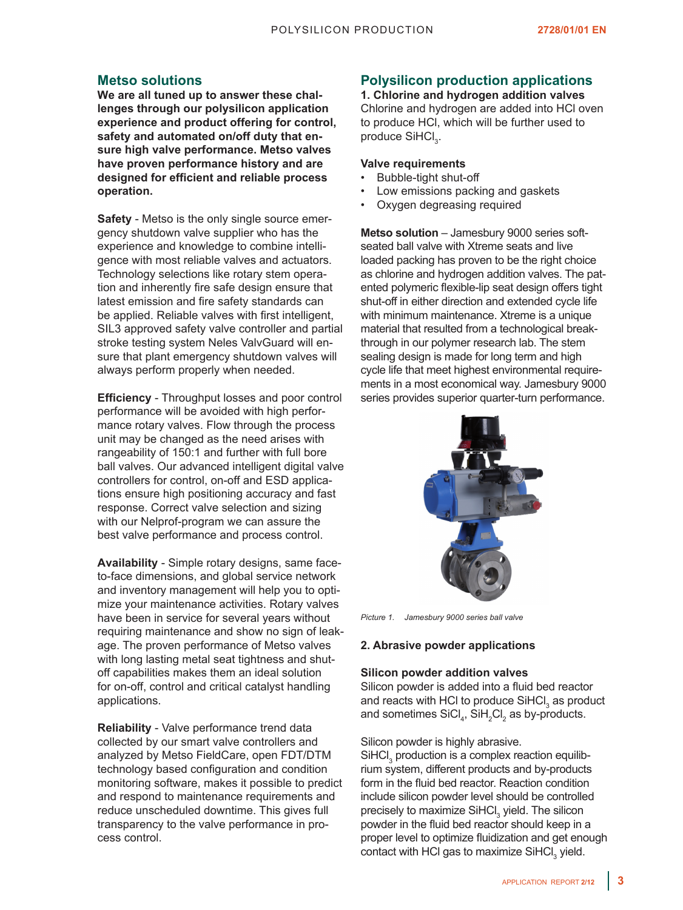## Metso solutions

**We are all tuned up to answer these challenges through our polysilicon application experience and product offering for control, safety and automated on/off duty that ensure high valve performance. Metso valves have proven performance history and are designed for efficient and reliable process operation.**

**Safety** - Metso is the only single source emergency shutdown valve supplier who has the experience and knowledge to combine intelligence with most reliable valves and actuators. Technology selections like rotary stem operation and inherently fire safe design ensure that latest emission and fire safety standards can be applied. Reliable valves with first intelligent, SIL3 approved safety valve controller and partial stroke testing system Neles ValvGuard will ensure that plant emergency shutdown valves will always perform properly when needed.

**Efficiency** - Throughput losses and poor control performance will be avoided with high performance rotary valves. Flow through the process unit may be changed as the need arises with rangeability of 150:1 and further with full bore ball valves. Our advanced intelligent digital valve controllers for control, on-off and ESD applications ensure high positioning accuracy and fast response. Correct valve selection and sizing with our Nelprof-program we can assure the best valve performance and process control.

**Availability** - Simple rotary designs, same face-to-face dimensions, and global service network and inventory management will help you to optimize your maintenance activities. Rotary valves have been in service for several years without requiring maintenance and show no sign of leakage. The proven performance of Metso valves with long lasting metal seat tightness and shut-off capabilities makes them an ideal solution for on-off, control and critical catalyst handling applications.

**Reliability** - Valve performance trend data collected by our smart valve controllers and analyzed by Metso FieldCare, open FDT/DTM technology based configuration and condition monitoring software, makes it possible to predict and respond to maintenance requirements and reduce unscheduled downtime. This gives full transparency to the valve performance in process control.

## Polysilicon production applications

### 1. Chlorine and hydrogen addition valves

Chlorine and hydrogen are added into HCl oven to produce HCl, which will be further used to produce $SiHCl_3$.

**Valve requirements**

- Bubble-tight shut-off
- Low emissions packing and gaskets
- Oxygen degreasing required

**Metso solution** – Jamesbury 9000 series soft-seated ball valve with Xtreme seats and live loaded packing has proven to be the right choice as chlorine and hydrogen addition valves. The patented polymeric flexible-lip seat design offers tight shut-off in either direction and extended cycle life with minimum maintenance. Xtreme is a unique material that resulted from a technological breakthrough in our polymer research lab. The stem sealing design is made for long term and high cycle life that meet highest environmental requirements in a most economical way. Jamesbury 9000 series provides superior quarter-turn performance.

*Picture 1. Jamesbury 9000 series ball valve*

### 2. Abrasive powder applications

**Silicon powder addition valves**

Silicon powder is added into a fluid bed reactor and reacts with HCl to produce $SiHCl_3$ as product and sometimes $SiCl_4$, $SiH_2Cl_2$ as by-products.

Silicon powder is highly abrasive.
$SiHCl_3$ production is a complex reaction equilibrium system, different products and by-products form in the fluid bed reactor. Reaction condition include silicon powder level should be controlled precisely to maximize $SiHCl_3$ yield. The silicon powder in the fluid bed reactor should keep in a proper level to optimize fluidization and get enough contact with HCl gas to maximize $SiHCl_3$ yield.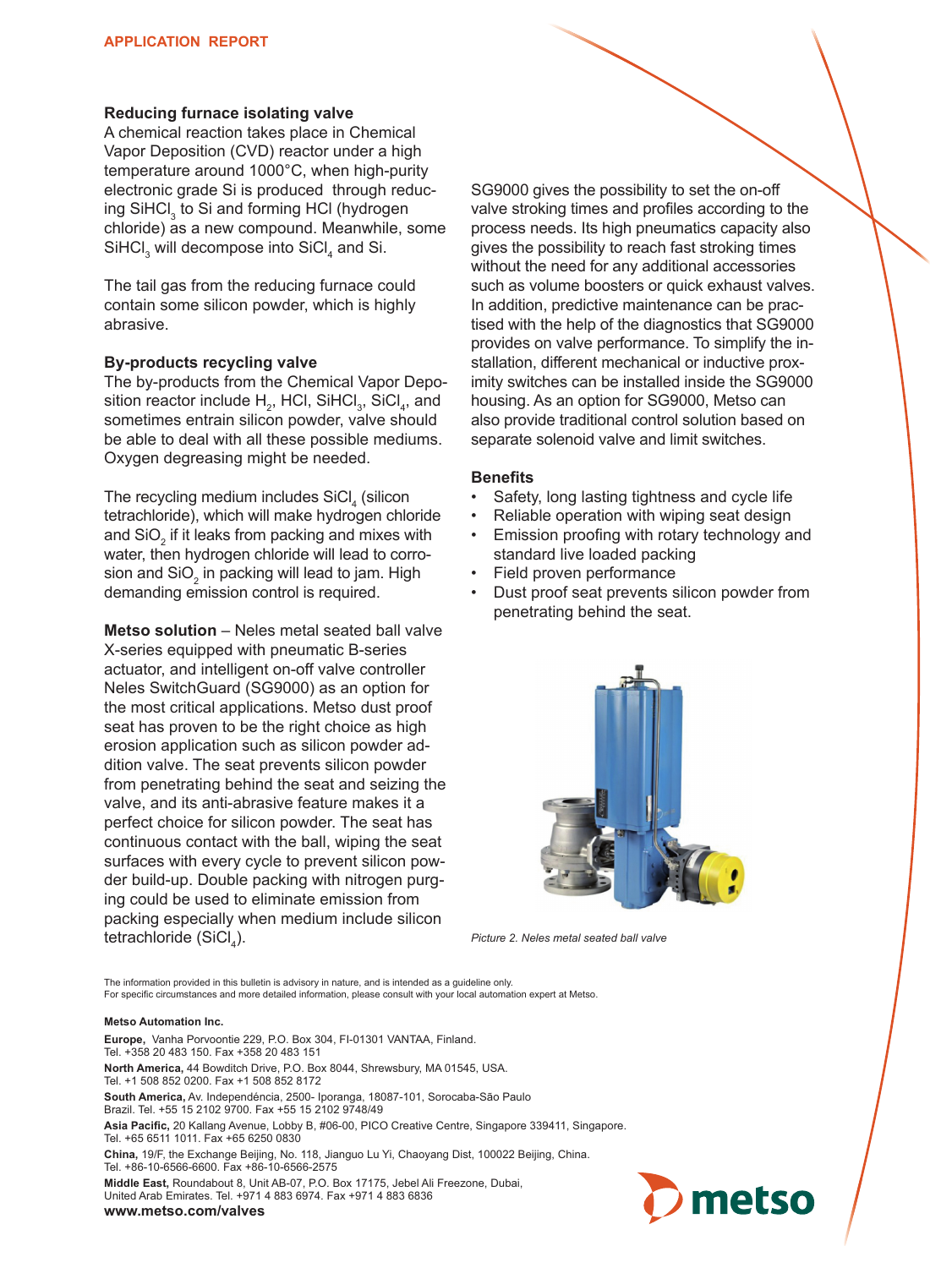## Reducing furnace isolating valve

A chemical reaction takes place in Chemical Vapor Deposition (CVD) reactor under a high temperature around 1000°C, when high-purity electronic grade Si is produced through reducing $SiHCl_3$ to Si and forming HCl (hydrogen chloride) as a new compound. Meanwhile, some $SiHCl_3$ will decompose into $SiCl_4$ and Si.

The tail gas from the reducing furnace could contain some silicon powder, which is highly abrasive.

## By-products recycling valve

The by-products from the Chemical Vapor Deposition reactor include $H_2$, HCl, $SiHCl_3$, $SiCl_4$, and sometimes entrain silicon powder, valve should be able to deal with all these possible mediums. Oxygen degreasing might be needed.

The recycling medium includes $SiCl_4$ (silicon tetrachloride), which will make hydrogen chloride and $SiO_2$ if it leaks from packing and mixes with water, then hydrogen chloride will lead to corrosion and $SiO_2$ in packing will lead to jam. High demanding emission control is required.

**Metso solution** – Neles metal seated ball valve X-series equipped with pneumatic B-series actuator, and intelligent on-off valve controller Neles SwitchGuard (SG9000) as an option for the most critical applications. Metso dust proof seat has proven to be the right choice as high erosion application such as silicon powder addition valve. The seat prevents silicon powder from penetrating behind the seat and seizing the valve, and its anti-abrasive feature makes it a perfect choice for silicon powder. The seat has continuous contact with the ball, wiping the seat surfaces with every cycle to prevent silicon powder build-up. Double packing with nitrogen purging could be used to eliminate emission from packing especially when medium include silicon tetrachloride ($SiCl_4$).

SG9000 gives the possibility to set the on-off valve stroking times and profiles according to the process needs. Its high pneumatics capacity also gives the possibility to reach fast stroking times without the need for any additional accessories such as volume boosters or quick exhaust valves. In addition, predictive maintenance can be practised with the help of the diagnostics that SG9000 provides on valve performance. To simplify the installation, different mechanical or inductive proximity switches can be installed inside the SG9000 housing. As an option for SG9000, Metso can also provide traditional control solution based on separate solenoid valve and limit switches.

## Benefits

- Safety, long lasting tightness and cycle life
- Reliable operation with wiping seat design
- Emission proofing with rotary technology and standard live loaded packing
- Field proven performance
- Dust proof seat prevents silicon powder from penetrating behind the seat.

*Picture 2. Neles metal seated ball valve*

The information provided in this bulletin is advisory in nature, and is intended as a guideline only.
For specific circumstances and more detailed information, please consult with your local automation expert at Metso.

**Metso Automation Inc.**

**Europe,** Vanha Porvoontie 229, P.O. Box 304, FI-01301 VANTAA, Finland.
Tel. +358 20 483 150. Fax +358 20 483 151

**North America,** 44 Bowditch Drive, P.O. Box 8044, Shrewsbury, MA 01545, USA.
Tel. +1 508 852 0200. Fax +1 508 852 8172

**South America,** Av. Independência, 2500- Iporanga, 18087-101, Sorocaba-São Paulo
Brazil. Tel. +55 15 2102 9700. Fax +55 15 2102 9748/49

**Asia Pacific,** 20 Kallang Avenue, Lobby B, #06-00, PICO Creative Centre, Singapore 339411, Singapore.
Tel. +65 6511 1011. Fax +65 6250 0830

**China,** 19/F, the Exchange Beijing, No. 118, Jianguo Lu Yi, Chaoyang Dist, 100022 Beijing, China.
Tel. +86-10-6566-6600. Fax +86-10-6566-2575

**Middle East,** Roundabout 8, Unit AB-07, P.O. Box 17175, Jebel Ali Freezone, Dubai,
United Arab Emirates. Tel. +971 4 883 6974. Fax +971 4 883 6836

**www.metso.com/valves**